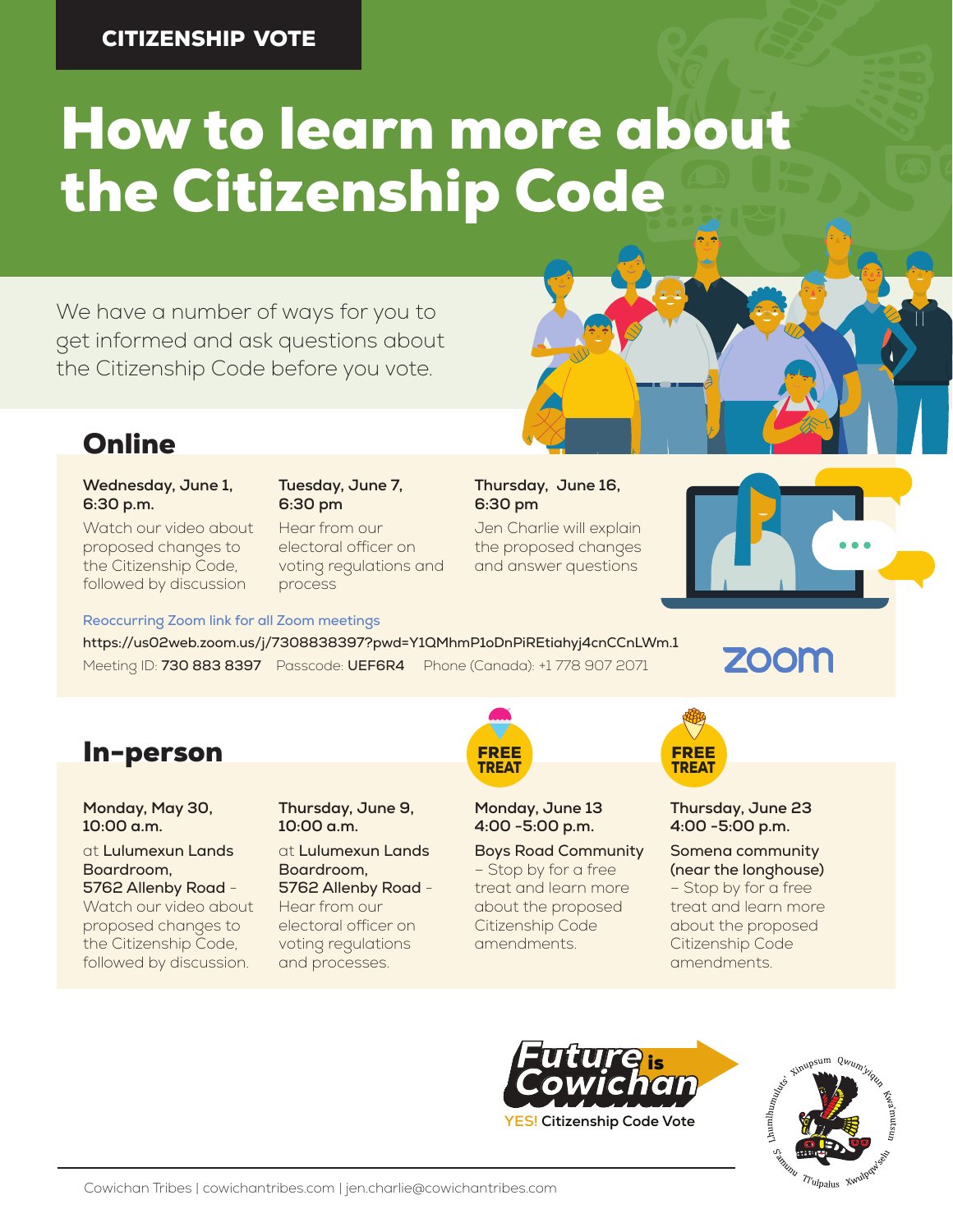CITIZENSHIP VOTE

# How to learn more about the Citizenship Code

We have a number of ways for you to get informed and ask questions about the Citizenship Code before you vote.

## Online

**Wednesday, June 1, 6:30 p.m.**
Watch our video about proposed changes to the Citizenship Code, followed by discussion

**Tuesday, June 7, 6:30 pm**
Hear from our electoral officer on voting regulations and process

**Thursday, June 16, 6:30 pm**
Jen Charlie will explain the proposed changes and answer questions

Reoccurring Zoom link for all Zoom meetings

**https://us02web.zoom.us/j/7308838397?pwd=Y1QMhmP1oDnPiREtiahyj4cnCCnLWm.1**

Meeting ID: **730 883 8397** Passcode: **UEF6R4** Phone (Canada): +1 778 907 2071

zoom

## In-person

**Monday, May 30, 10:00 a.m.**
at **Lulumexun Lands Boardroom, 5762 Allenby Road** – Watch our video about proposed changes to the Citizenship Code, followed by discussion.

**Thursday, June 9, 10:00 a.m.**
at **Lulumexun Lands Boardroom, 5762 Allenby Road** – Hear from our electoral officer on voting regulations and processes.

FREE TREAT

**Monday, June 13 4:00 -5:00 p.m.**
**Boys Road Community** – Stop by for a free treat and learn more about the proposed Citizenship Code amendments.

FREE TREAT

**Thursday, June 23 4:00 -5:00 p.m.**
**Somena community (near the longhouse)** – Stop by for a free treat and learn more about the proposed Citizenship Code amendments.

Future is Cowichan
**YES!** Citizenship Code Vote

Lhumlhumuluts' Xinupsum Qwum'yiqun Kwa'mutsun S'amunu Tl'ulpalus Xwulqw'selu

Cowichan Tribes | cowichantribes.com | jen.charlie@cowichantribes.com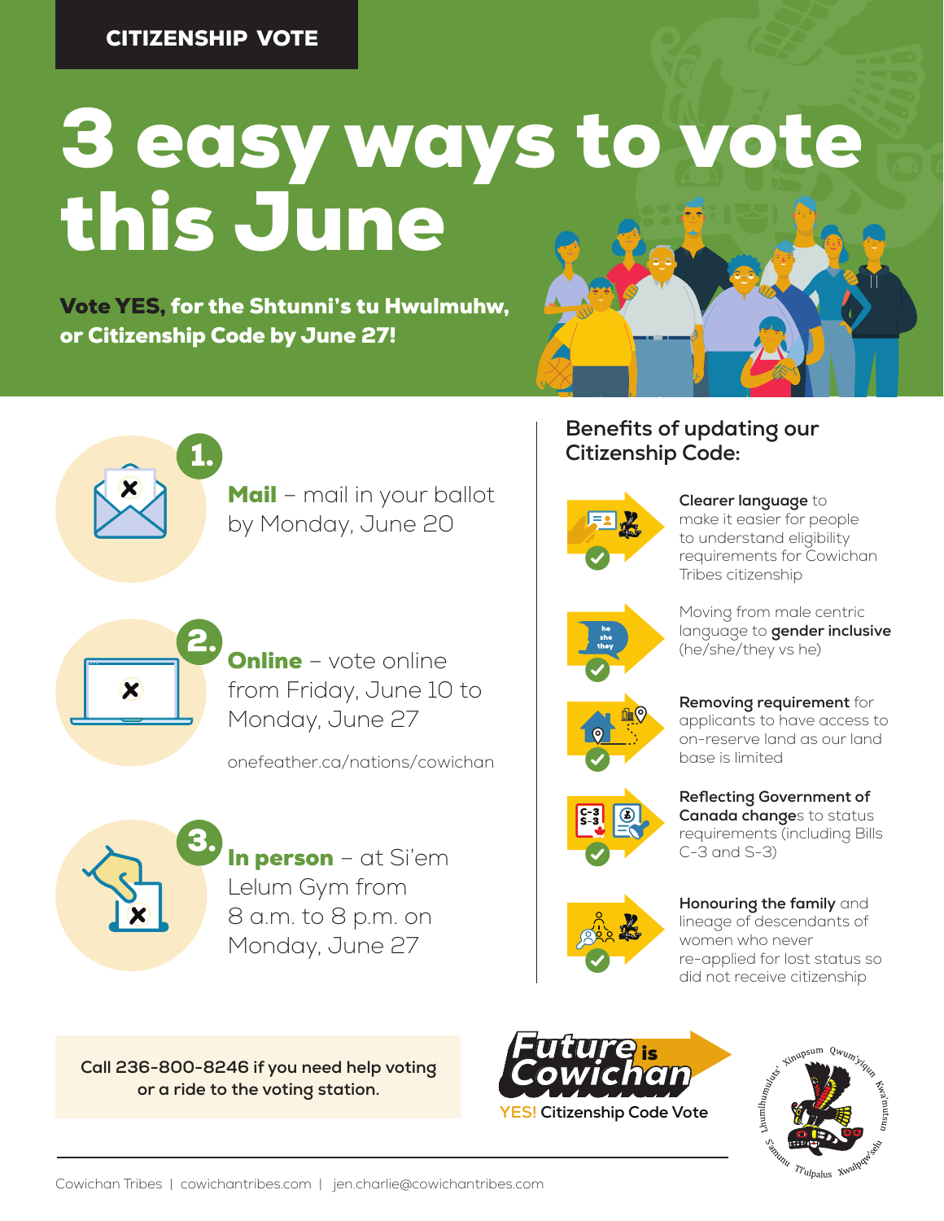CITIZENSHIP VOTE

# 3 easy ways to vote this June

**Vote YES, for the Shtunni's tu Hwulmuhw, or Citizenship Code by June 27!**

## 1. **Mail** – mail in your ballot by Monday, June 20

## 2. **Online** – vote online from Friday, June 10 to Monday, June 27

onefeather.ca/nations/cowichan

## 3. **In person** – at Si'em Lelum Gym from 8 a.m. to 8 p.m. on Monday, June 27

## Benefits of updating our Citizenship Code:

- **Clearer language** to make it easier for people to understand eligibility requirements for Cowichan Tribes citizenship
- Moving from male centric language to **gender inclusive** (he/she/they vs he)
- **Removing requirement** for applicants to have access to on-reserve land as our land base is limited
- **Reflecting Government of Canada change**s to status requirements (including Bills C-3 and S-3)
- **Honouring the family** and lineage of descendants of women who never re-applied for lost status so did not receive citizenship

**Call 236-800-8246 if you need help voting or a ride to the voting station.**

Future is Cowichan

YES! Citizenship Code Vote

Cowichan Tribes | cowichantribes.com | jen.charlie@cowichantribes.com